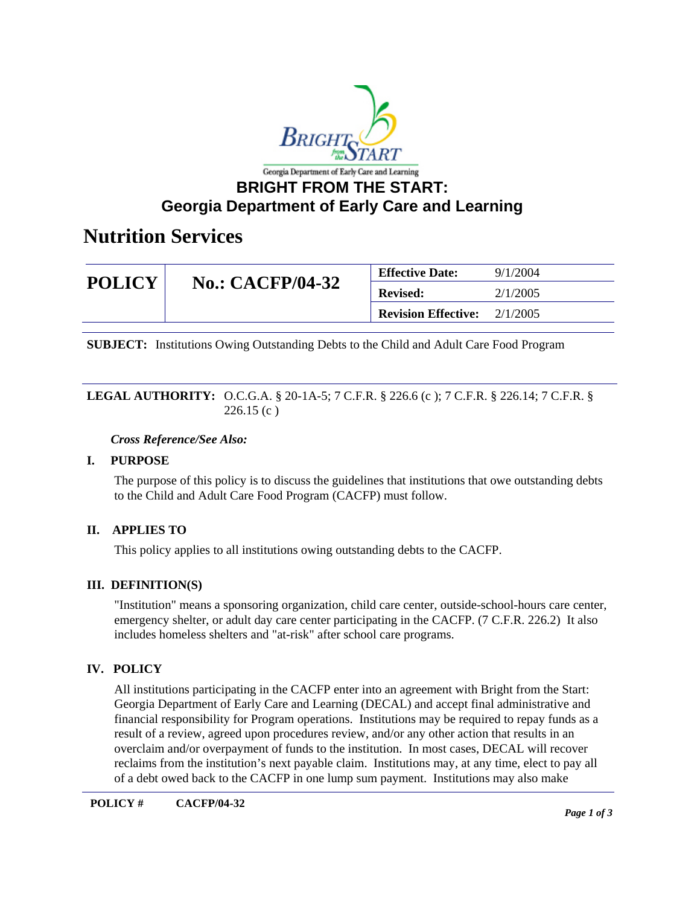# BRIGHT FROM THE START: Georgia Department of Early Care and Learning

## Nutrition Services

| POLICY | No.: CACFP/04-32 | Effective Date: | 9/1/2004 |
|---|---|---|---|
| | | **Revised:** | 2/1/2005 |
| | | **Revision Effective:** | 2/1/2005 |

**SUBJECT:** Institutions Owing Outstanding Debts to the Child and Adult Care Food Program

**LEGAL AUTHORITY:** O.C.G.A. § 20-1A-5; 7 C.F.R. § 226.6 (c ); 7 C.F.R. § 226.14; 7 C.F.R. § 226.15 (c )

***Cross Reference/See Also:***

### I. PURPOSE

The purpose of this policy is to discuss the guidelines that institutions that owe outstanding debts to the Child and Adult Care Food Program (CACFP) must follow.

### II. APPLIES TO

This policy applies to all institutions owing outstanding debts to the CACFP.

### III. DEFINITION(S)

"Institution" means a sponsoring organization, child care center, outside-school-hours care center, emergency shelter, or adult day care center participating in the CACFP. (7 C.F.R. 226.2) It also includes homeless shelters and "at-risk" after school care programs.

### IV. POLICY

All institutions participating in the CACFP enter into an agreement with Bright from the Start: Georgia Department of Early Care and Learning (DECAL) and accept final administrative and financial responsibility for Program operations. Institutions may be required to repay funds as a result of a review, agreed upon procedures review, and/or any other action that results in an overclaim and/or overpayment of funds to the institution. In most cases, DECAL will recover reclaims from the institution's next payable claim. Institutions may, at any time, elect to pay all of a debt owed back to the CACFP in one lump sum payment. Institutions may also make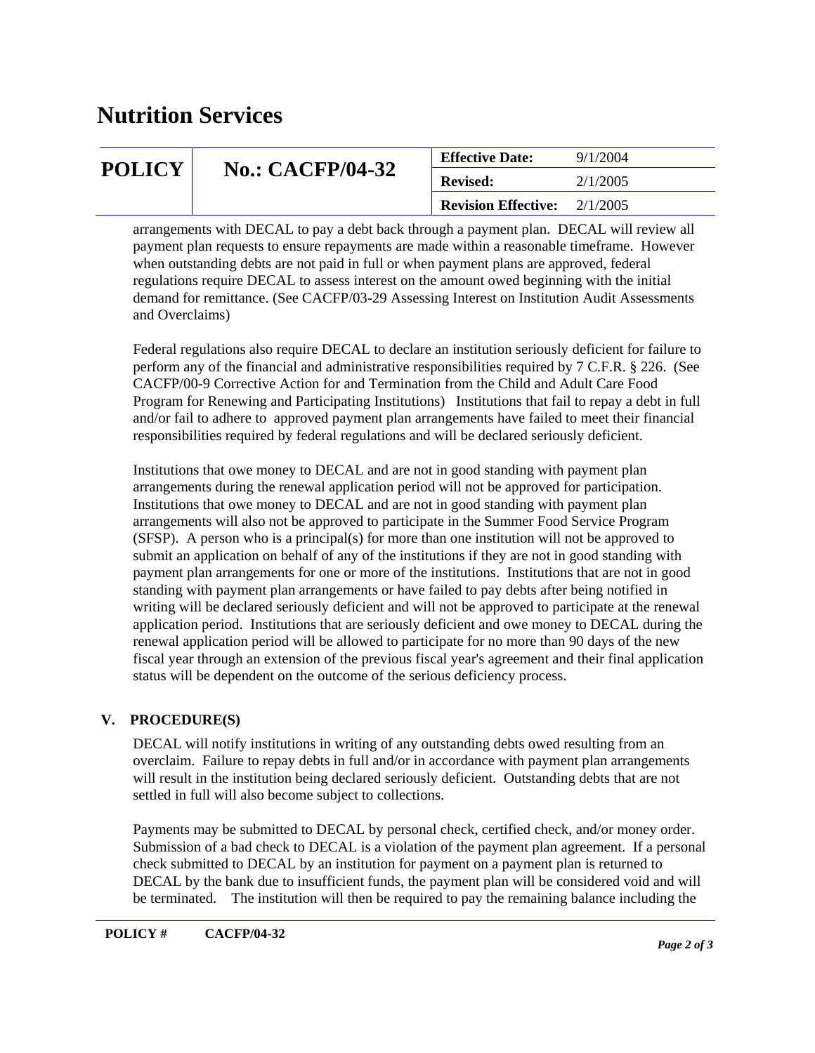arrangements with DECAL to pay a debt back through a payment plan. DECAL will review all payment plan requests to ensure repayments are made within a reasonable timeframe. However when outstanding debts are not paid in full or when payment plans are approved, federal regulations require DECAL to assess interest on the amount owed beginning with the initial demand for remittance. (See CACFP/03-29 Assessing Interest on Institution Audit Assessments and Overclaims)

Federal regulations also require DECAL to declare an institution seriously deficient for failure to perform any of the financial and administrative responsibilities required by 7 C.F.R. § 226. (See CACFP/00-9 Corrective Action for and Termination from the Child and Adult Care Food Program for Renewing and Participating Institutions) Institutions that fail to repay a debt in full and/or fail to adhere to approved payment plan arrangements have failed to meet their financial responsibilities required by federal regulations and will be declared seriously deficient.

Institutions that owe money to DECAL and are not in good standing with payment plan arrangements during the renewal application period will not be approved for participation. Institutions that owe money to DECAL and are not in good standing with payment plan arrangements will also not be approved to participate in the Summer Food Service Program (SFSP). A person who is a principal(s) for more than one institution will not be approved to submit an application on behalf of any of the institutions if they are not in good standing with payment plan arrangements for one or more of the institutions. Institutions that are not in good standing with payment plan arrangements or have failed to pay debts after being notified in writing will be declared seriously deficient and will not be approved to participate at the renewal application period. Institutions that are seriously deficient and owe money to DECAL during the renewal application period will be allowed to participate for no more than 90 days of the new fiscal year through an extension of the previous fiscal year's agreement and their final application status will be dependent on the outcome of the serious deficiency process.

## V. PROCEDURE(S)

DECAL will notify institutions in writing of any outstanding debts owed resulting from an overclaim. Failure to repay debts in full and/or in accordance with payment plan arrangements will result in the institution being declared seriously deficient. Outstanding debts that are not settled in full will also become subject to collections.

Payments may be submitted to DECAL by personal check, certified check, and/or money order. Submission of a bad check to DECAL is a violation of the payment plan agreement. If a personal check submitted to DECAL by an institution for payment on a payment plan is returned to DECAL by the bank due to insufficient funds, the payment plan will be considered void and will be terminated. The institution will then be required to pay the remaining balance including the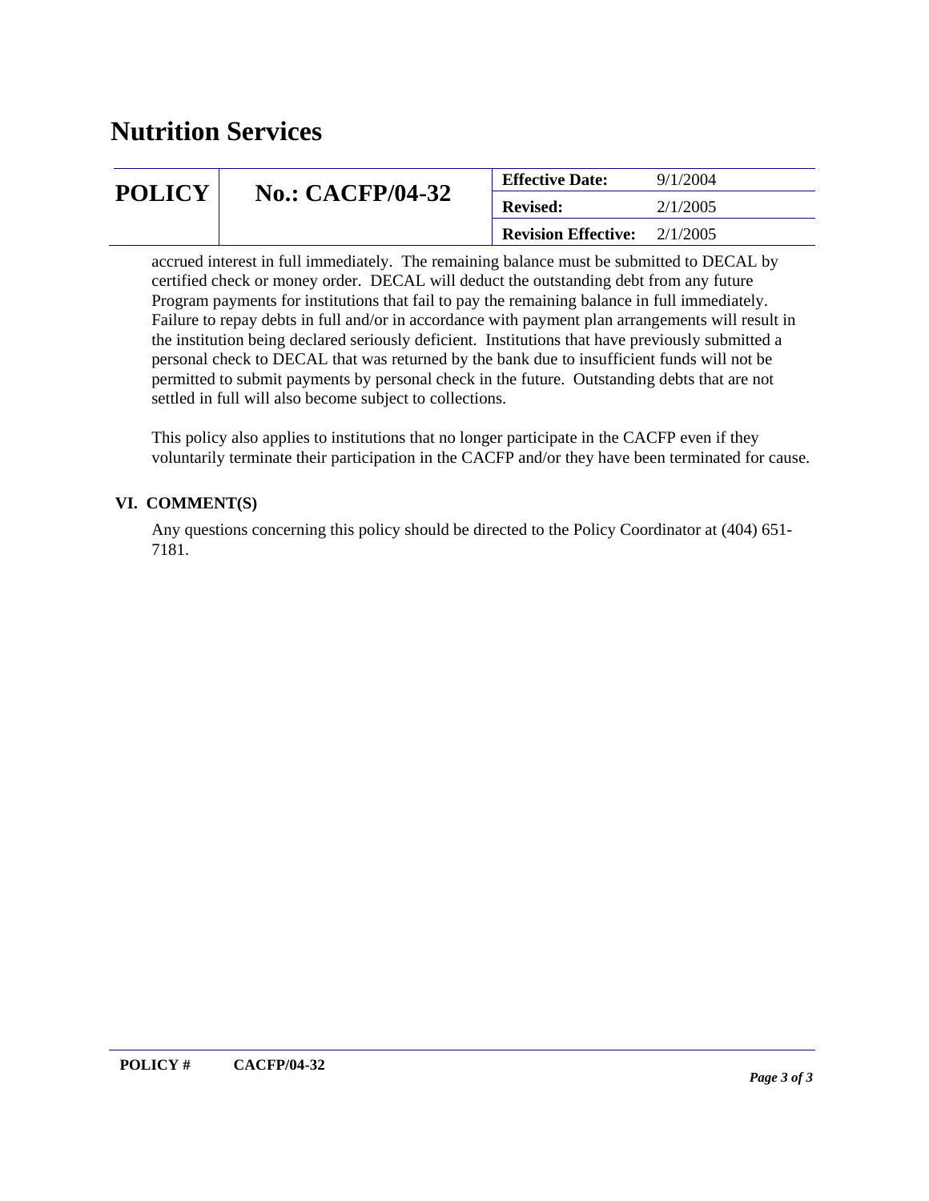accrued interest in full immediately. The remaining balance must be submitted to DECAL by certified check or money order. DECAL will deduct the outstanding debt from any future Program payments for institutions that fail to pay the remaining balance in full immediately. Failure to repay debts in full and/or in accordance with payment plan arrangements will result in the institution being declared seriously deficient. Institutions that have previously submitted a personal check to DECAL that was returned by the bank due to insufficient funds will not be permitted to submit payments by personal check in the future. Outstanding debts that are not settled in full will also become subject to collections.

This policy also applies to institutions that no longer participate in the CACFP even if they voluntarily terminate their participation in the CACFP and/or they have been terminated for cause.

## VI. COMMENT(S)

Any questions concerning this policy should be directed to the Policy Coordinator at (404) 651-7181.